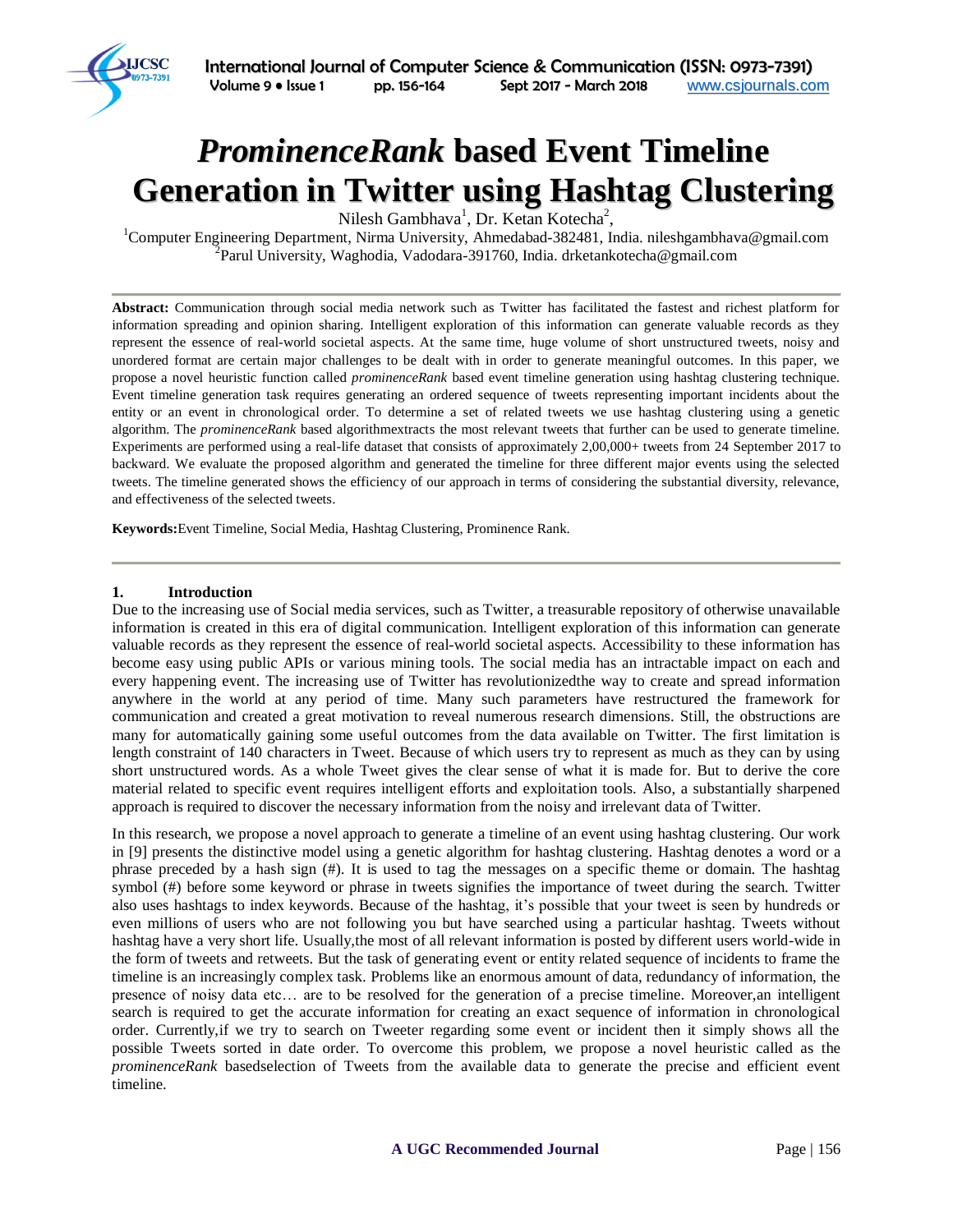# *ProminenceRank* based Event Timeline Generation in Twitter using Hashtag Clustering

Nilesh Gambhava[1], Dr. Ketan Kotecha[2],

[1]Computer Engineering Department, Nirma University, Ahmedabad-382481, India. nileshgambhava@gmail.com
[2]Parul University, Waghodia, Vadodara-391760, India. drketankotecha@gmail.com

---

**Abstract:** Communication through social media network such as Twitter has facilitated the fastest and richest platform for information spreading and opinion sharing. Intelligent exploration of this information can generate valuable records as they represent the essence of real-world societal aspects. At the same time, huge volume of short unstructured tweets, noisy and unordered format are certain major challenges to be dealt with in order to generate meaningful outcomes. In this paper, we propose a novel heuristic function called *prominenceRank* based event timeline generation using hashtag clustering technique. Event timeline generation task requires generating an ordered sequence of tweets representing important incidents about the entity or an event in chronological order. To determine a set of related tweets we use hashtag clustering using a genetic algorithm. The *prominenceRank* based algorithmextracts the most relevant tweets that further can be used to generate timeline. Experiments are performed using a real-life dataset that consists of approximately 2,00,000+ tweets from 24 September 2017 to backward. We evaluate the proposed algorithm and generated the timeline for three different major events using the selected tweets. The timeline generated shows the efficiency of our approach in terms of considering the substantial diversity, relevance, and effectiveness of the selected tweets.

**Keywords:**Event Timeline, Social Media, Hashtag Clustering, Prominence Rank.

---

## 1. Introduction

Due to the increasing use of Social media services, such as Twitter, a treasurable repository of otherwise unavailable information is created in this era of digital communication. Intelligent exploration of this information can generate valuable records as they represent the essence of real-world societal aspects. Accessibility to these information has become easy using public APIs or various mining tools. The social media has an intractable impact on each and every happening event. The increasing use of Twitter has revolutionizedthe way to create and spread information anywhere in the world at any period of time. Many such parameters have restructured the framework for communication and created a great motivation to reveal numerous research dimensions. Still, the obstructions are many for automatically gaining some useful outcomes from the data available on Twitter. The first limitation is length constraint of 140 characters in Tweet. Because of which users try to represent as much as they can by using short unstructured words. As a whole Tweet gives the clear sense of what it is made for. But to derive the core material related to specific event requires intelligent efforts and exploitation tools. Also, a substantially sharpened approach is required to discover the necessary information from the noisy and irrelevant data of Twitter.

In this research, we propose a novel approach to generate a timeline of an event using hashtag clustering. Our work in [9] presents the distinctive model using a genetic algorithm for hashtag clustering. Hashtag denotes a word or a phrase preceded by a hash sign (#). It is used to tag the messages on a specific theme or domain. The hashtag symbol (#) before some keyword or phrase in tweets signifies the importance of tweet during the search. Twitter also uses hashtags to index keywords. Because of the hashtag, it's possible that your tweet is seen by hundreds or even millions of users who are not following you but have searched using a particular hashtag. Tweets without hashtag have a very short life. Usually,the most of all relevant information is posted by different users world-wide in the form of tweets and retweets. But the task of generating event or entity related sequence of incidents to frame the timeline is an increasingly complex task. Problems like an enormous amount of data, redundancy of information, the presence of noisy data etc… are to be resolved for the generation of a precise timeline. Moreover,an intelligent search is required to get the accurate information for creating an exact sequence of information in chronological order. Currently,if we try to search on Tweeter regarding some event or incident then it simply shows all the possible Tweets sorted in date order. To overcome this problem, we propose a novel heuristic called as the *prominenceRank* basedselection of Tweets from the available data to generate the precise and efficient event timeline.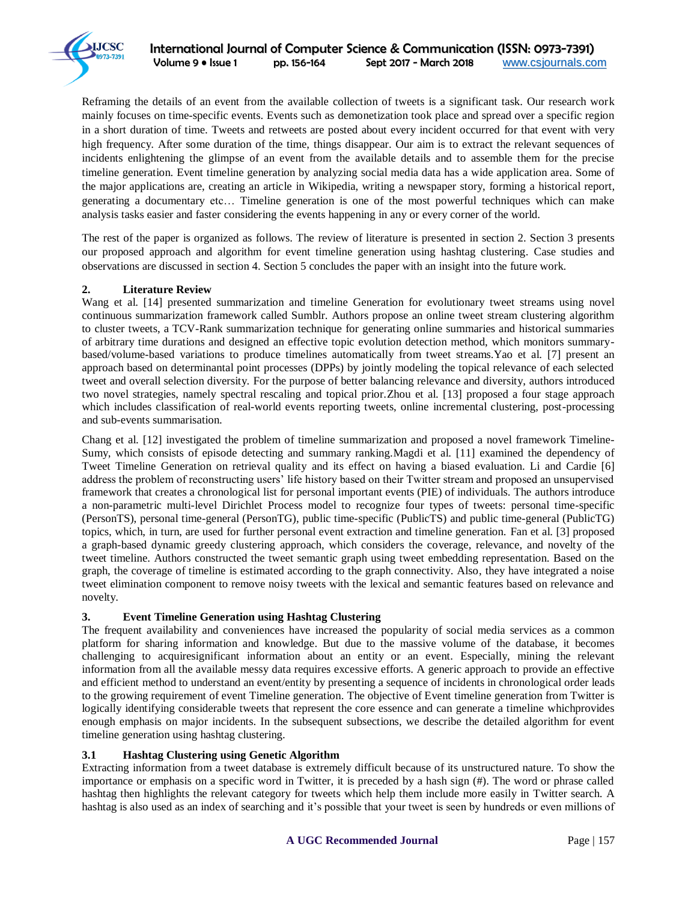Reframing the details of an event from the available collection of tweets is a significant task. Our research work mainly focuses on time-specific events. Events such as demonetization took place and spread over a specific region in a short duration of time. Tweets and retweets are posted about every incident occurred for that event with very high frequency. After some duration of the time, things disappear. Our aim is to extract the relevant sequences of incidents enlightening the glimpse of an event from the available details and to assemble them for the precise timeline generation. Event timeline generation by analyzing social media data has a wide application area. Some of the major applications are, creating an article in Wikipedia, writing a newspaper story, forming a historical report, generating a documentary etc… Timeline generation is one of the most powerful techniques which can make analysis tasks easier and faster considering the events happening in any or every corner of the world.

The rest of the paper is organized as follows. The review of literature is presented in section 2. Section 3 presents our proposed approach and algorithm for event timeline generation using hashtag clustering. Case studies and observations are discussed in section 4. Section 5 concludes the paper with an insight into the future work.

## 2. Literature Review

Wang et al. [14] presented summarization and timeline Generation for evolutionary tweet streams using novel continuous summarization framework called Sumblr. Authors propose an online tweet stream clustering algorithm to cluster tweets, a TCV-Rank summarization technique for generating online summaries and historical summaries of arbitrary time durations and designed an effective topic evolution detection method, which monitors summary-based/volume-based variations to produce timelines automatically from tweet streams.Yao et al. [7] present an approach based on determinantal point processes (DPPs) by jointly modeling the topical relevance of each selected tweet and overall selection diversity. For the purpose of better balancing relevance and diversity, authors introduced two novel strategies, namely spectral rescaling and topical prior.Zhou et al. [13] proposed a four stage approach which includes classification of real-world events reporting tweets, online incremental clustering, post-processing and sub-events summarisation.

Chang et al. [12] investigated the problem of timeline summarization and proposed a novel framework Timeline-Sumy, which consists of episode detecting and summary ranking.Magdi et al. [11] examined the dependency of Tweet Timeline Generation on retrieval quality and its effect on having a biased evaluation. Li and Cardie [6] address the problem of reconstructing users' life history based on their Twitter stream and proposed an unsupervised framework that creates a chronological list for personal important events (PIE) of individuals. The authors introduce a non-parametric multi-level Dirichlet Process model to recognize four types of tweets: personal time-specific (PersonTS), personal time-general (PersonTG), public time-specific (PublicTS) and public time-general (PublicTG) topics, which, in turn, are used for further personal event extraction and timeline generation. Fan et al. [3] proposed a graph-based dynamic greedy clustering approach, which considers the coverage, relevance, and novelty of the tweet timeline. Authors constructed the tweet semantic graph using tweet embedding representation. Based on the graph, the coverage of timeline is estimated according to the graph connectivity. Also, they have integrated a noise tweet elimination component to remove noisy tweets with the lexical and semantic features based on relevance and novelty.

## 3. Event Timeline Generation using Hashtag Clustering

The frequent availability and conveniences have increased the popularity of social media services as a common platform for sharing information and knowledge. But due to the massive volume of the database, it becomes challenging to acquiresignificant information about an entity or an event. Especially, mining the relevant information from all the available messy data requires excessive efforts. A generic approach to provide an effective and efficient method to understand an event/entity by presenting a sequence of incidents in chronological order leads to the growing requirement of event Timeline generation. The objective of Event timeline generation from Twitter is logically identifying considerable tweets that represent the core essence and can generate a timeline whichprovides enough emphasis on major incidents. In the subsequent subsections, we describe the detailed algorithm for event timeline generation using hashtag clustering.

### 3.1 Hashtag Clustering using Genetic Algorithm

Extracting information from a tweet database is extremely difficult because of its unstructured nature. To show the importance or emphasis on a specific word in Twitter, it is preceded by a hash sign (#). The word or phrase called hashtag then highlights the relevant category for tweets which help them include more easily in Twitter search. A hashtag is also used as an index of searching and it's possible that your tweet is seen by hundreds or even millions of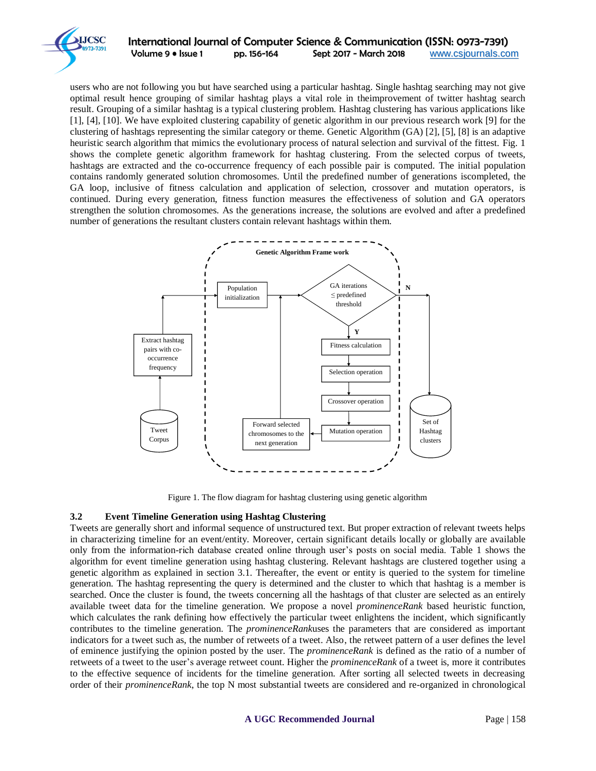users who are not following you but have searched using a particular hashtag. Single hashtag searching may not give optimal result hence grouping of similar hashtag plays a vital role in theimprovement of twitter hashtag search result. Grouping of a similar hashtag is a typical clustering problem. Hashtag clustering has various applications like [1], [4], [10]. We have exploited clustering capability of genetic algorithm in our previous research work [9] for the clustering of hashtags representing the similar category or theme. Genetic Algorithm (GA) [2], [5], [8] is an adaptive heuristic search algorithm that mimics the evolutionary process of natural selection and survival of the fittest. Fig. 1 shows the complete genetic algorithm framework for hashtag clustering. From the selected corpus of tweets, hashtags are extracted and the co-occurrence frequency of each possible pair is computed. The initial population contains randomly generated solution chromosomes. Until the predefined number of generations iscompleted, the GA loop, inclusive of fitness calculation and application of selection, crossover and mutation operators, is continued. During every generation, fitness function measures the effectiveness of solution and GA operators strengthen the solution chromosomes. As the generations increase, the solutions are evolved and after a predefined number of generations the resultant clusters contain relevant hashtags within them.

Figure 1. The flow diagram for hashtag clustering using genetic algorithm

### 3.2 Event Timeline Generation using Hashtag Clustering

Tweets are generally short and informal sequence of unstructured text. But proper extraction of relevant tweets helps in characterizing timeline for an event/entity. Moreover, certain significant details locally or globally are available only from the information-rich database created online through user's posts on social media. Table 1 shows the algorithm for event timeline generation using hashtag clustering. Relevant hashtags are clustered together using a genetic algorithm as explained in section 3.1. Thereafter, the event or entity is queried to the system for timeline generation. The hashtag representing the query is determined and the cluster to which that hashtag is a member is searched. Once the cluster is found, the tweets concerning all the hashtags of that cluster are selected as an entirely available tweet data for the timeline generation. We propose a novel *prominenceRank* based heuristic function, which calculates the rank defining how effectively the particular tweet enlightens the incident, which significantly contributes to the timeline generation. The *prominenceRank*uses the parameters that are considered as important indicators for a tweet such as, the number of retweets of a tweet. Also, the retweet pattern of a user defines the level of eminence justifying the opinion posted by the user. The *prominenceRank* is defined as the ratio of a number of retweets of a tweet to the user's average retweet count. Higher the *prominenceRank* of a tweet is, more it contributes to the effective sequence of incidents for the timeline generation. After sorting all selected tweets in decreasing order of their *prominenceRank*, the top N most substantial tweets are considered and re-organized in chronological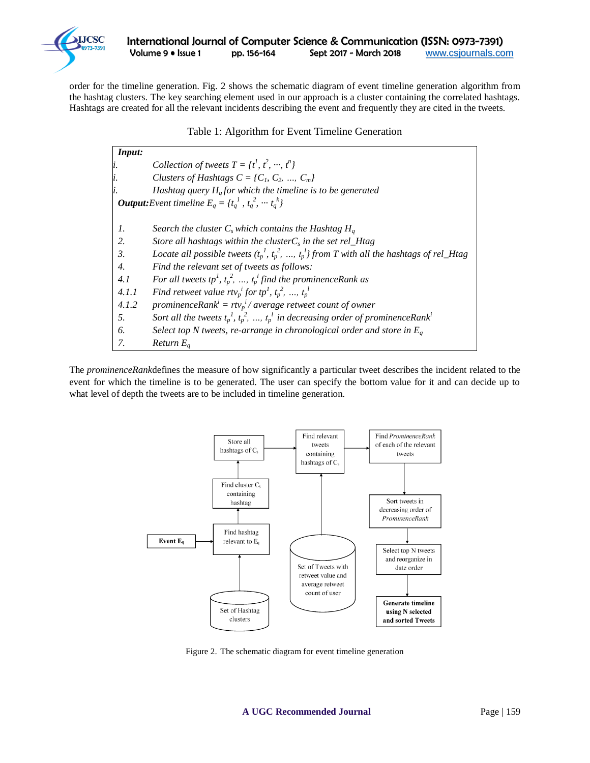order for the timeline generation. Fig. 2 shows the schematic diagram of event timeline generation algorithm from the hashtag clusters. The key searching element used in our approach is a cluster containing the correlated hashtags. Hashtags are created for all the relevant incidents describing the event and frequently they are cited in the tweets.

Table 1: Algorithm for Event Timeline Generation

| | |
|---|---|
| ***Input:*** | |
| *i.* | *Collection of tweets* $T = \{t^1, t^2, \cdots, t^n\}$ |
| *i.* | *Clusters of Hashtags* $C = \{C_1, C_2, \ldots, C_m\}$ |
| *i.* | *Hashtag query* $H_q$ *for which the timeline is to be generated* |
| ***Output:*** | *Event timeline* $E_q = \{t_q^1, t_q^2, \cdots t_q^k\}$ |
| | |
| *1.* | *Search the cluster* $C_s$ *which contains the Hashtag* $H_q$ |
| *2.* | *Store all hashtags within the cluster* $C_s$ *in the set rel_Htag* |
| *3.* | *Locate all possible tweets* $(t_p^1, t_p^2, \ldots, t_p^l)$ *from T with all the hashtags of rel_Htag* |
| *4.* | *Find the relevant set of tweets as follows:* |
| *4.1* | *For all tweets* $tp^1, t_p^2, \ldots, t_p^l$ *find the prominenceRank as* |
| *4.1.1* | *Find retweet value* $rtv_p^i$ *for* $tp^1, t_p^2, \ldots, t_p^l$ |
| *4.1.2* | $prominenceRank^i = rtv_p^i$ */ average retweet count of owner* |
| *5.* | *Sort all the tweets* $t_p^1, t_p^2, \ldots, t_p^l$ *in decreasing order of* $prominenceRank^i$ |
| *6.* | *Select top N tweets, re-arrange in chronological order and store in* $E_q$ |
| *7.* | *Return* $E_q$ |

The *prominenceRank* defines the measure of how significantly a particular tweet describes the incident related to the event for which the timeline is to be generated. The user can specify the bottom value for it and can decide up to what level of depth the tweets are to be included in timeline generation.

Figure 2. The schematic diagram for event timeline generation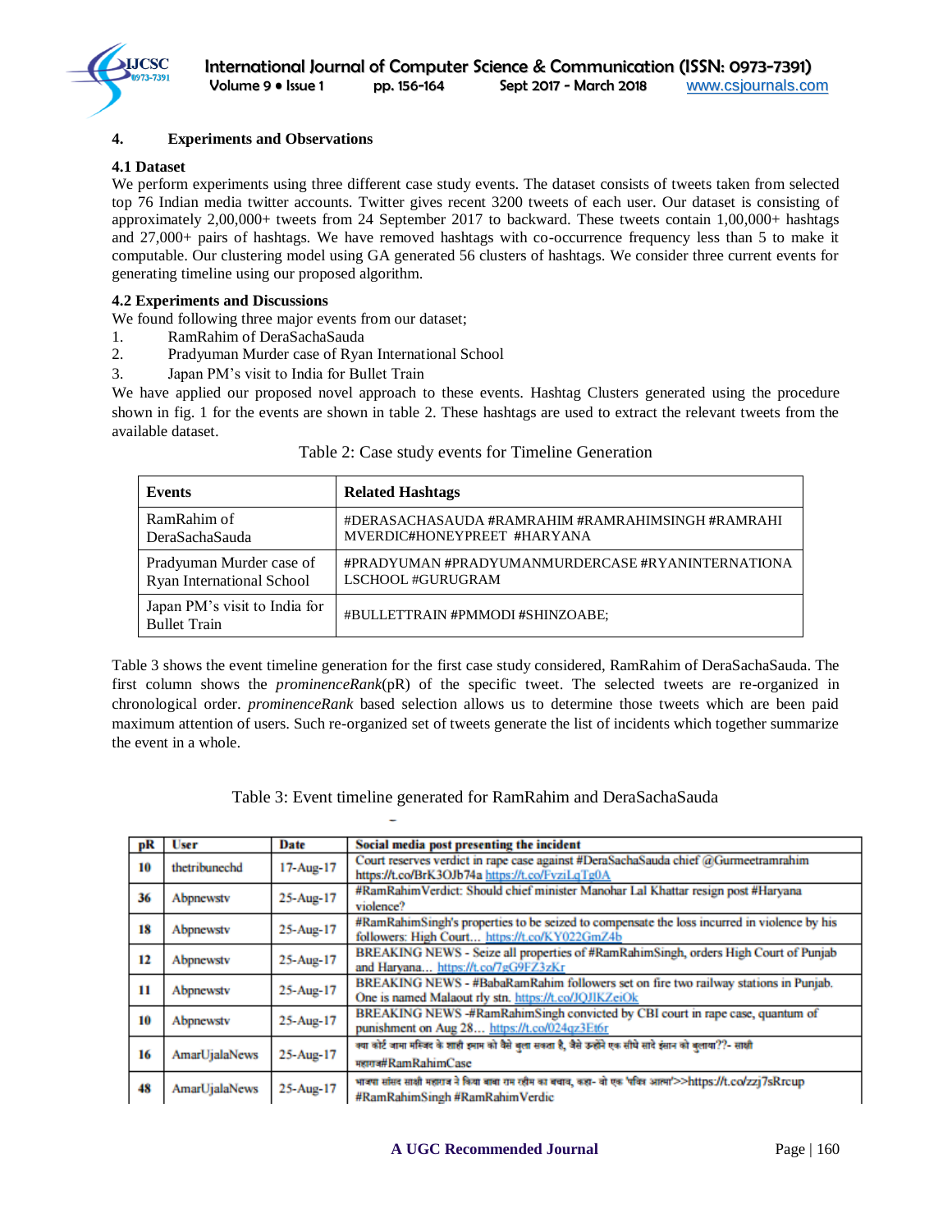## 4. Experiments and Observations

### 4.1 Dataset

We perform experiments using three different case study events. The dataset consists of tweets taken from selected top 76 Indian media twitter accounts. Twitter gives recent 3200 tweets of each user. Our dataset is consisting of approximately 2,00,000+ tweets from 24 September 2017 to backward. These tweets contain 1,00,000+ hashtags and 27,000+ pairs of hashtags. We have removed hashtags with co-occurrence frequency less than 5 to make it computable. Our clustering model using GA generated 56 clusters of hashtags. We consider three current events for generating timeline using our proposed algorithm.

### 4.2 Experiments and Discussions

We found following three major events from our dataset;

1. RamRahim of DeraSachaSauda
2. Pradyuman Murder case of Ryan International School
3. Japan PM's visit to India for Bullet Train

We have applied our proposed novel approach to these events. Hashtag Clusters generated using the procedure shown in fig. 1 for the events are shown in table 2. These hashtags are used to extract the relevant tweets from the available dataset.

Table 2: Case study events for Timeline Generation

| Events | Related Hashtags |
| --- | --- |
| RamRahim of DeraSachaSauda | #DERASACHASAUDA #RAMRAHIM #RAMRAHIMSINGH #RAMRAHIMVERDIC#HONEYPREET #HARYANA |
| Pradyuman Murder case of Ryan International School | #PRADYUMAN #PRADYUMANMURDERCASE #RYANINTERNATIONALSCHOOL #GURUGRAM |
| Japan PM's visit to India for Bullet Train | #BULLETTRAIN #PMMODI #SHINZOABE; |

Table 3 shows the event timeline generation for the first case study considered, RamRahim of DeraSachaSauda. The first column shows the *prominenceRank*(pR) of the specific tweet. The selected tweets are re-organized in chronological order. *prominenceRank* based selection allows us to determine those tweets which are been paid maximum attention of users. Such re-organized set of tweets generate the list of incidents which together summarize the event in a whole.

Table 3: Event timeline generated for RamRahim and DeraSachaSauda

| pR | User | Date | Social media post presenting the incident |
| --- | --- | --- | --- |
| 10 | thetribunechd | 17-Aug-17 | Court reserves verdict in rape case against #DeraSachaSauda chief @Gurmeetramrahim https://t.co/BrK3OJb74a https://t.co/FvziLqTg0A |
| 36 | Abpnewstv | 25-Aug-17 | #RamRahimVerdict: Should chief minister Manohar Lal Khattar resign post #Haryana violence? |
| 18 | Abpnewstv | 25-Aug-17 | #RamRahimSingh's properties to be seized to compensate the loss incurred in violence by his followers: High Court... https://t.co/KY022GmZ4b |
| 12 | Abpnewstv | 25-Aug-17 | BREAKING NEWS - Seize all properties of #RamRahimSingh, orders High Court of Punjab and Haryana... https://t.co/7gG9FZ3zKr |
| 11 | Abpnewstv | 25-Aug-17 | BREAKING NEWS - #BabaRamRahim followers set on fire two railway stations in Punjab. One is named Malaout rly stn. https://t.co/JQJlKZeiOk |
| 10 | Abpnewstv | 25-Aug-17 | BREAKING NEWS -#RamRahimSingh convicted by CBI court in rape case, quantum of punishment on Aug 28... https://t.co/024qz3Et6r |
| 16 | AmarUjalaNews | 25-Aug-17 | क्या कोर्ट जामा मस्जिद के शाही इमाम को कैसे बुला सकता है, वैसे उन्होंने एक सीधे सादे इंसान को बुलाया??- साक्षी महाराज#RamRahimCase |
| 48 | AmarUjalaNews | 25-Aug-17 | भाजपा सांसद साक्षी महाराज ने किया बाबा राम रहीम का बचाव, कहा- वो एक 'पवित्र आत्मा'>>https://t.co/zzj7sRrcup #RamRahimSingh #RamRahimVerdic |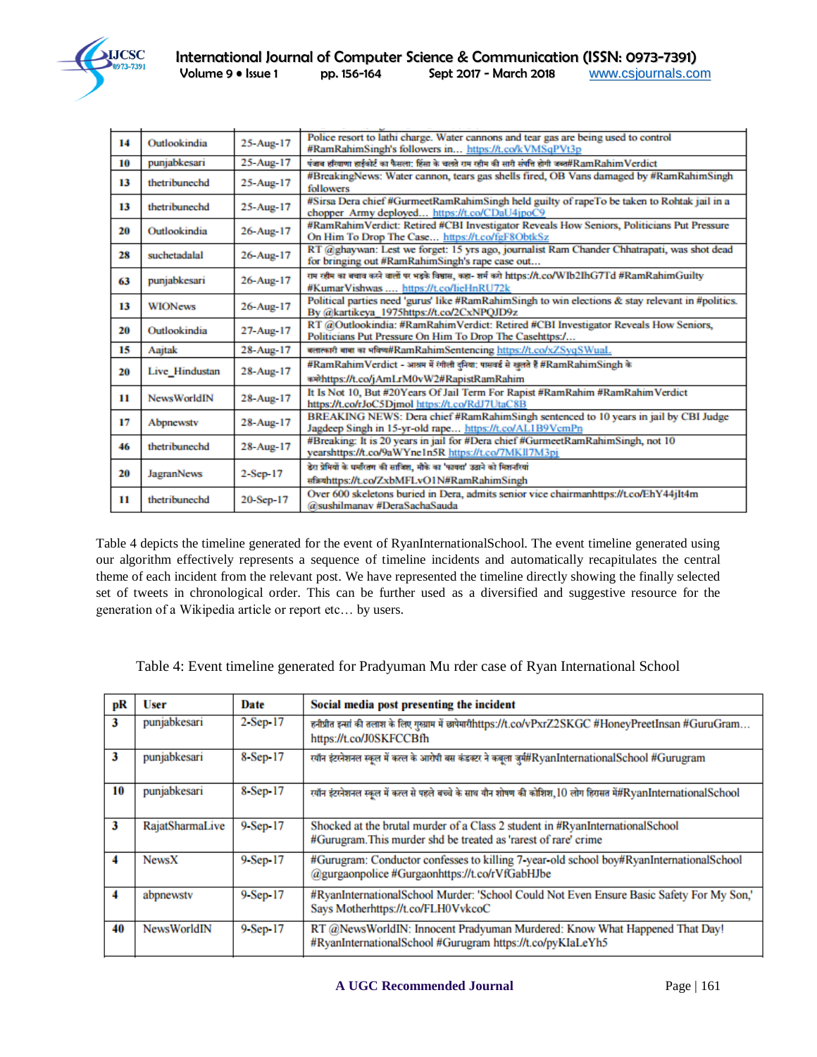| 14 | Outlookindia | 25-Aug-17 | Police resort to lathi charge. Water cannons and tear gas are being used to control #RamRahimSingh's followers in... https://t.co/kVMSqPVt3p |
|---|---|---|---|
| 10 | punjabkesari | 25-Aug-17 | पंजाब हरियाणा हाईकोर्ट का फैसला: हिंसा के चलते राम रहीम की सारी संपत्ति होगी जब्त#RamRahimVerdict |
| 13 | thetribunechd | 25-Aug-17 | #BreakingNews: Water cannon, tears gas shells fired, OB Vans damaged by #RamRahimSingh followers |
| 13 | thetribunechd | 25-Aug-17 | #Sirsa Dera chief #GurmeetRamRahimSingh held guilty of rapeTo be taken to Rohtak jail in a chopper Army deployed... https://t.co/CDaU4jpoC9 |
| 20 | Outlookindia | 26-Aug-17 | #RamRahimVerdict: Retired #CBI Investigator Reveals How Seniors, Politicians Put Pressure On Him To Drop The Case... https://t.co/fgF8ObtkSz |
| 28 | suchetadalal | 26-Aug-17 | RT @ghaywan: Lest we forget: 15 yrs ago, journalist Ram Chander Chhatrapati, was shot dead for bringing out #RamRahimSingh's rape case out... |
| 63 | punjabkesari | 26-Aug-17 | राम रहीम का बचाव करने वालों पर भड़के विश्वास, कहा- शर्म करो https://t.co/WIb2IhG7Td #RamRahimGuilty #KumarVishwas .... https://t.co/lieHnRU72k |
| 13 | WIONews | 26-Aug-17 | Political parties need 'gurus' like #RamRahimSingh to win elections & stay relevant in #politics. By @kartikeya_1975https://t.co/2CxNPQJD9z |
| 20 | Outlookindia | 27-Aug-17 | RT @Outlookindia: #RamRahimVerdict: Retired #CBI Investigator Reveals How Seniors, Politicians Put Pressure On Him To Drop The Casehttps:/... |
| 15 | Aajtak | 28-Aug-17 | बलात्कारी बाबा का भविष्य#RamRahimSentencing https://t.co/xZSvqSWuaL |
| 20 | Live_Hindustan | 28-Aug-17 | #RamRahimVerdict - आश्रम में रंगीली दुनिया: परत दर परत से खुलते हैं #RamRahimSingh के कर्मोंhttps://t.co/jAmLrM0vW2#RapistRamRahim |
| 11 | NewsWorldIN | 28-Aug-17 | It Is Not 10, But #20Years Of Jail Term For Rapist #RamRahim #RamRahimVerdict https://t.co/rJoC5Djmol https://t.co/RdJ7UtaC8B |
| 17 | Abpnewstv | 28-Aug-17 | BREAKING NEWS: Dera chief #RamRahimSingh sentenced to 10 years in jail by CBI Judge Jagdeep Singh in 15-yr-old rape... https://t.co/AL1B9VcmPn |
| 46 | thetribunechd | 28-Aug-17 | #Breaking: It is 20 years in jail for #Dera chief #GurmeetRamRahimSingh, not 10 yearshttps://t.co/9aWYne1n5R https://t.co/7MKIl7M3pj |
| 20 | JagranNews | 2-Sep-17 | डेरा प्रेमियों के धर्मांतरण की साजिश, मौके का 'फायदा' उठाने को मिशनरियां सक्रियhttps://t.co/ZxbMFLvO1N#RamRahimSingh |
| 11 | thetribunechd | 20-Sep-17 | Over 600 skeletons buried in Dera, admits senior vice chairmanhttps://t.co/EhY44jlt4m @sushilmanav #DeraSachaSauda |

Table 4 depicts the timeline generated for the event of RyanInternationalSchool. The event timeline generated using our algorithm effectively represents a sequence of timeline incidents and automatically recapitulates the central theme of each incident from the relevant post. We have represented the timeline directly showing the finally selected set of tweets in chronological order. This can be further used as a diversified and suggestive resource for the generation of a Wikipedia article or report etc… by users.

Table 4: Event timeline generated for Pradyuman Mu rder case of Ryan International School

| pR | User | Date | Social media post presenting the incident |
|---|---|---|---|
| 3 | punjabkesari | 2-Sep-17 | हनीप्रीत इन्सां की तलाश के लिए गुरुग्राम में छापेमारीhttps://t.co/vPxrZ2SKGC #HoneyPreetInsan #GuruGram... https://t.co/J0SKFCCBfh |
| 3 | punjabkesari | 8-Sep-17 | रयॉन इंटरनेशनल स्कूल में कत्ल के आरोपी बस कंडक्टर ने कबूला जुर्म#RyanInternationalSchool #Gurugram |
| 10 | punjabkesari | 8-Sep-17 | रयॉन इंटरनेशनल स्कूल में कत्ल से पहले बच्चे के साथ यौन शोषण की कोशिश,10 लोग हिरासत में#RyanInternationalSchool |
| 3 | RajatSharmaLive | 9-Sep-17 | Shocked at the brutal murder of a Class 2 student in #RyanInternationalSchool #Gurugram.This murder shd be treated as 'rarest of rare' crime |
| 4 | NewsX | 9-Sep-17 | #Gurugram: Conductor confesses to killing 7-year-old school boy#RyanInternationalSchool @gurgaonpolice #Gurgaonhttps://t.co/rVfGabHJbe |
| 4 | abpnewstv | 9-Sep-17 | #RyanInternationalSchool Murder: 'School Could Not Even Ensure Basic Safety For My Son,' Says Motherhttps://t.co/FLH0VvkcoC |
| 40 | NewsWorldIN | 9-Sep-17 | RT @NewsWorldIN: Innocent Pradyuman Murdered: Know What Happened That Day! #RyanInternationalSchool #Gurugram https://t.co/pyKIaLeYh5 |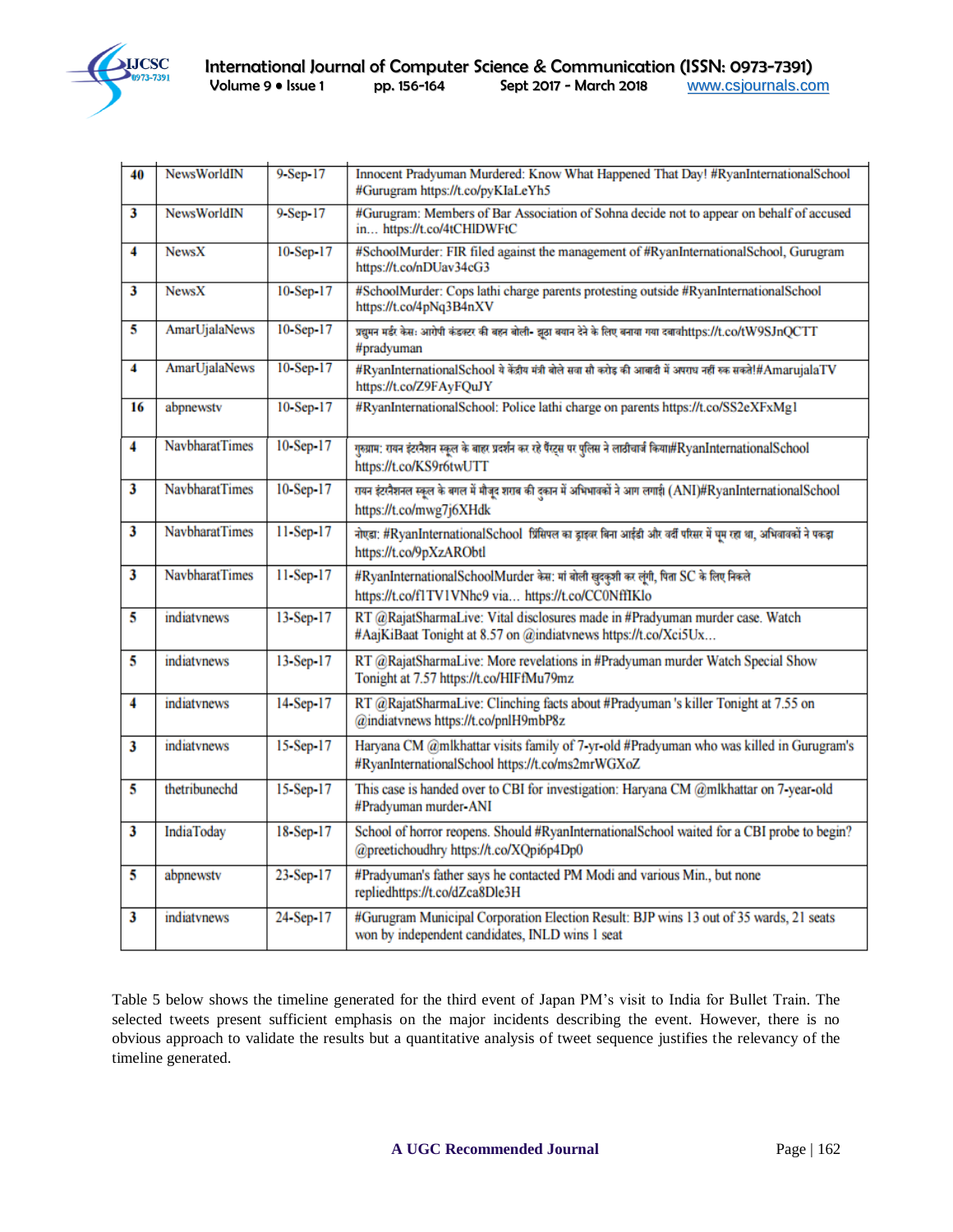| 40 | NewsWorldIN | 9-Sep-17 | Innocent Pradyuman Murdered: Know What Happened That Day! #RyanInternationalSchool #Gurugram https://t.co/pyKIaLeYh5 |
|---|---|---|---|
| 3 | NewsWorldIN | 9-Sep-17 | #Gurugram: Members of Bar Association of Sohna decide not to appear on behalf of accused in… https://t.co/4tCHIDWFtC |
| 4 | NewsX | 10-Sep-17 | #SchoolMurder: FIR filed against the management of #RyanInternationalSchool, Gurugram https://t.co/nDUav34cG3 |
| 3 | NewsX | 10-Sep-17 | #SchoolMurder: Cops lathi charge parents protesting outside #RyanInternationalSchool https://t.co/4pNq3B4nXV |
| 5 | AmarUjalaNews | 10-Sep-17 | प्रद्युमन मर्डर केस: आरोपी कंडक्टर की बहन बोली- झूठा बयान देने के लिए बनाया गया दबावhttps://t.co/tW9SJnQCTT #pradyuman |
| 4 | AmarUjalaNews | 10-Sep-17 | #RyanInternationalSchool पे केंद्रीय मंत्री बोले सवा सौ करोड़ की आबादी में अपराध नहीं रुक सकते!#AmarujalaTV https://t.co/Z9FAyFQuJY |
| 16 | abpnewstv | 10-Sep-17 | #RyanInternationalSchool: Police lathi charge on parents https://t.co/SS2eXFxMg1 |
| 4 | NavbharatTimes | 10-Sep-17 | गुरुग्राम: रायन इंटरनैशन स्कूल के बाहर प्रदर्शन कर रहे पैरंट्स पर पुलिस ने लाठीचार्ज किया#RyanInternationalSchool https://t.co/KS9r6twUTT |
| 3 | NavbharatTimes | 10-Sep-17 | रायन इंटरनैशनल स्कूल के बगल में मौजूद शराब की दुकान में अभिभावकों ने आग लगाई (ANI)#RyanInternationalSchool https://t.co/mwg7j6XHdk |
| 3 | NavbharatTimes | 11-Sep-17 | नोएडा: #RyanInternationalSchool प्रिंसिपल का ड्राइवर बिना आईडी और वर्दी परिसर में घूम रहा था, अभिभावकों ने पकड़ा https://t.co/9pXzARObtl |
| 3 | NavbharatTimes | 11-Sep-17 | #RyanInternationalSchoolMurder केस: मां बोली खुदकुशी कर लूंगी, पिता SC के लिए निकले https://t.co/f1TV1VNhc9 via… https://t.co/CC0NffIKlo |
| 5 | indiatvnews | 13-Sep-17 | RT @RajatSharmaLive: Vital disclosures made in #Pradyuman murder case. Watch #AajKiBaat Tonight at 8.57 on @indiatvnews https://t.co/Xci5Ux… |
| 5 | indiatvnews | 13-Sep-17 | RT @RajatSharmaLive: More revelations in #Pradyuman murder Watch Special Show Tonight at 7.57 https://t.co/HIFfMu79mz |
| 4 | indiatvnews | 14-Sep-17 | RT @RajatSharmaLive: Clinching facts about #Pradyuman 's killer Tonight at 7.55 on @indiatvnews https://t.co/pnlH9mbP8z |
| 3 | indiatvnews | 15-Sep-17 | Haryana CM @mlkhattar visits family of 7-yr-old #Pradyuman who was killed in Gurugram's #RyanInternationalSchool https://t.co/ms2mrWGXoZ |
| 5 | thetribunechd | 15-Sep-17 | This case is handed over to CBI for investigation: Haryana CM @mlkhattar on 7-year-old #Pradyuman murder-ANI |
| 3 | IndiaToday | 18-Sep-17 | School of horror reopens. Should #RyanInternationalSchool waited for a CBI probe to begin? @preetichoudhry https://t.co/XQpi6p4Dp0 |
| 5 | abpnewstv | 23-Sep-17 | #Pradyuman's father says he contacted PM Modi and various Min., but none repliedhttps://t.co/dZca8Dle3H |
| 3 | indiatvnews | 24-Sep-17 | #Gurugram Municipal Corporation Election Result: BJP wins 13 out of 35 wards, 21 seats won by independent candidates, INLD wins 1 seat |

Table 5 below shows the timeline generated for the third event of Japan PM's visit to India for Bullet Train. The selected tweets present sufficient emphasis on the major incidents describing the event. However, there is no obvious approach to validate the results but a quantitative analysis of tweet sequence justifies the relevancy of the timeline generated.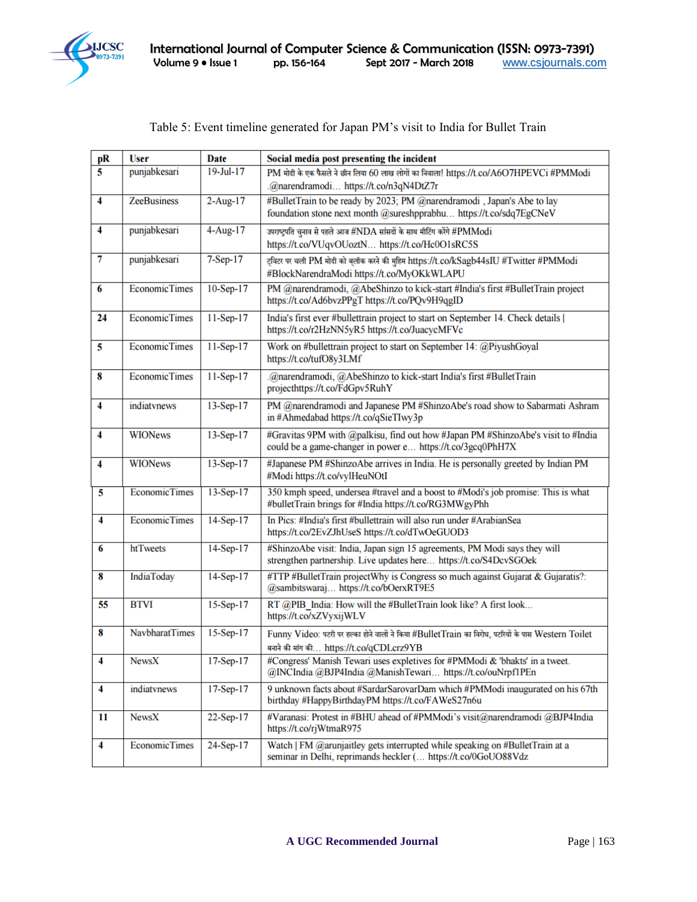Table 5: Event timeline generated for Japan PM's visit to India for Bullet Train

| pR | User | Date | Social media post presenting the incident |
|---|---|---|---|
| 5 | punjabkesari | 19-Jul-17 | PM मोदी के एक फैसले ने छीन लिया 60 लाख लोगों का निवाला! https://t.co/A6O7HPEVCi #PMModi .@narendramodi… https://t.co/n3qN4DtZ7r |
| 4 | ZeeBusiness | 2-Aug-17 | #BulletTrain to be ready by 2023; PM @narendramodi , Japan's Abe to lay foundation stone next month @sureshpprabhu… https://t.co/sdq7EgCNeV |
| 4 | punjabkesari | 4-Aug-17 | उपराष्ट्रपति चुनाव से पहले आज #NDA सांसदों के साथ मीटिंग करेंगे #PMModi https://t.co/VUqvOUoztN… https://t.co/Hc0O1sRC5S |
| 7 | punjabkesari | 7-Sep-17 | ट्विटर पर चली PM मोदी को ब्लॉक करने की मुहिम https://t.co/kSagb44sIU #Twitter #PMModi #BlockNarendraModi https://t.co/MyOKkWLAPU |
| 6 | EconomicTimes | 10-Sep-17 | PM @narendramodi, @AbeShinzo to kick-start #India's first #BulletTrain project https://t.co/Ad6bvzPPgT https://t.co/PQv9H9qgID |
| 24 | EconomicTimes | 11-Sep-17 | India's first ever #bullettrain project to start on September 14. Check details \| https://t.co/r2HzNN5yR5 https://t.co/JuacycMFVc |
| 5 | EconomicTimes | 11-Sep-17 | Work on #bullettrain project to start on September 14: @PiyushGoyal https://t.co/tufO8y3LMf |
| 8 | EconomicTimes | 11-Sep-17 | .@narendramodi, @AbeShinzo to kick-start India's first #BulletTrain projecthttps://t.co/FdGpv5RuhY |
| 4 | indiatvnews | 13-Sep-17 | PM @narendramodi and Japanese PM #ShinzoAbe's road show to Sabarmati Ashram in #Ahmedabad https://t.co/qSieTIwy3p |
| 4 | WIONews | 13-Sep-17 | #Gravitas 9PM with @palkisu, find out how #Japan PM #ShinzoAbe's visit to #India could be a game-changer in power e… https://t.co/3gcq0PhH7X |
| 4 | WIONews | 13-Sep-17 | #Japanese PM #ShinzoAbe arrives in India. He is personally greeted by Indian PM #Modi https://t.co/vylHeuNOtI |
| 5 | EconomicTimes | 13-Sep-17 | 350 kmph speed, undersea #travel and a boost to #Modi's job promise: This is what #bulletTrain brings for #India https://t.co/RG3MWgyPhh |
| 4 | EconomicTimes | 14-Sep-17 | In Pics: #India's first #bullettrain will also run under #ArabianSea https://t.co/2EvZJhUseS https://t.co/dTwOeGUOD3 |
| 6 | htTweets | 14-Sep-17 | #ShinzoAbe visit: India, Japan sign 15 agreements, PM Modi says they will strengthen partnership. Live updates here… https://t.co/S4DcvSGOek |
| 8 | IndiaToday | 14-Sep-17 | #TTP #BulletTrain projectWhy is Congress so much against Gujarat & Gujaratis?: @sambitswaraj… https://t.co/bOerxRT9E5 |
| 55 | BTVI | 15-Sep-17 | RT @PIB_India: How will the #BulletTrain look like? A first look... https://t.co/xZVyxijWLV |
| 8 | NavbharatTimes | 15-Sep-17 | Funny Video: पटरी पर हल्का होने वालों ने किया #BulletTrain का विरोध, पटरियों के पास Western Toilet बनाने की मांग की… https://t.co/qCDLcrz9YB |
| 4 | NewsX | 17-Sep-17 | #Congress' Manish Tewari uses expletives for #PMModi & 'bhakts' in a tweet. @INCIndia @BJP4India @ManishTewari… https://t.co/ouNrpf1PEn |
| 4 | indiatvnews | 17-Sep-17 | 9 unknown facts about #SardarSarovarDam which #PMModi inaugurated on his 67th birthday #HappyBirthdayPM https://t.co/FAWeS27n6u |
| 11 | NewsX | 22-Sep-17 | #Varanasi: Protest in #BHU ahead of #PMModi's visit@narendramodi @BJP4India https://t.co/rjWtmaR975 |
| 4 | EconomicTimes | 24-Sep-17 | Watch \| FM @arunjaitley gets interrupted while speaking on #BulletTrain at a seminar in Delhi, reprimands heckler (… https://t.co/0GoUO88Vdz |

A UGC Recommended Journal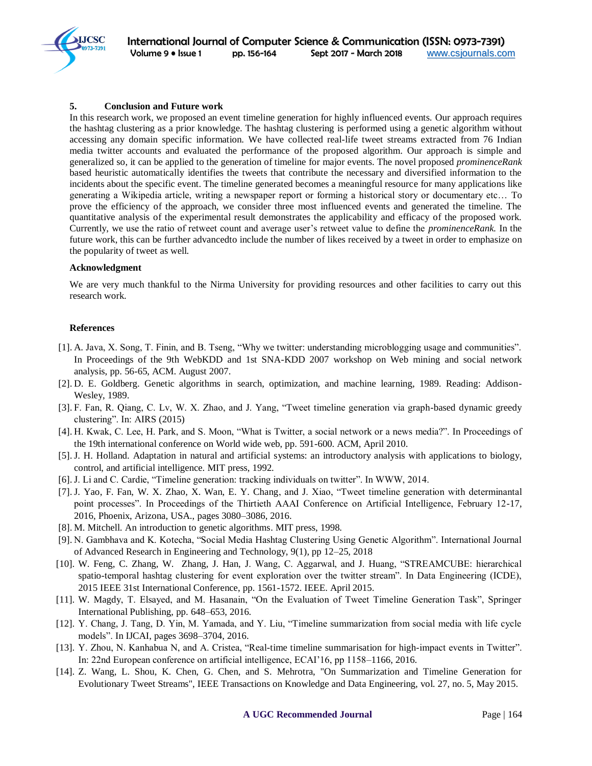## 5. Conclusion and Future work

In this research work, we proposed an event timeline generation for highly influenced events. Our approach requires the hashtag clustering as a prior knowledge. The hashtag clustering is performed using a genetic algorithm without accessing any domain specific information. We have collected real-life tweet streams extracted from 76 Indian media twitter accounts and evaluated the performance of the proposed algorithm. Our approach is simple and generalized so, it can be applied to the generation of timeline for major events. The novel proposed *prominenceRank* based heuristic automatically identifies the tweets that contribute the necessary and diversified information to the incidents about the specific event. The timeline generated becomes a meaningful resource for many applications like generating a Wikipedia article, writing a newspaper report or forming a historical story or documentary etc… To prove the efficiency of the approach, we consider three most influenced events and generated the timeline. The quantitative analysis of the experimental result demonstrates the applicability and efficacy of the proposed work. Currently, we use the ratio of retweet count and average user's retweet value to define the *prominenceRank.* In the future work, this can be further advancedto include the number of likes received by a tweet in order to emphasize on the popularity of tweet as well.

### Acknowledgment

We are very much thankful to the Nirma University for providing resources and other facilities to carry out this research work.

### References

[1]. A. Java, X. Song, T. Finin, and B. Tseng, "Why we twitter: understanding microblogging usage and communities". In Proceedings of the 9th WebKDD and 1st SNA-KDD 2007 workshop on Web mining and social network analysis, pp. 56-65, ACM. August 2007.

[2]. D. E. Goldberg. Genetic algorithms in search, optimization, and machine learning, 1989. Reading: Addison-Wesley, 1989.

[3]. F. Fan, R. Qiang, C. Lv, W. X. Zhao, and J. Yang, "Tweet timeline generation via graph-based dynamic greedy clustering". In: AIRS (2015)

[4]. H. Kwak, C. Lee, H. Park, and S. Moon, "What is Twitter, a social network or a news media?". In Proceedings of the 19th international conference on World wide web, pp. 591-600. ACM, April 2010.

[5]. J. H. Holland. Adaptation in natural and artificial systems: an introductory analysis with applications to biology, control, and artificial intelligence. MIT press, 1992.

[6]. J. Li and C. Cardie, "Timeline generation: tracking individuals on twitter". In WWW, 2014.

[7]. J. Yao, F. Fan, W. X. Zhao, X. Wan, E. Y. Chang, and J. Xiao, "Tweet timeline generation with determinantal point processes". In Proceedings of the Thirtieth AAAI Conference on Artificial Intelligence, February 12-17, 2016, Phoenix, Arizona, USA., pages 3080–3086, 2016.

[8]. M. Mitchell. An introduction to genetic algorithms. MIT press, 1998.

[9]. N. Gambhava and K. Kotecha, "Social Media Hashtag Clustering Using Genetic Algorithm". International Journal of Advanced Research in Engineering and Technology, 9(1), pp 12–25, 2018

[10]. W. Feng, C. Zhang, W. Zhang, J. Han, J. Wang, C. Aggarwal, and J. Huang, "STREAMCUBE: hierarchical spatio-temporal hashtag clustering for event exploration over the twitter stream". In Data Engineering (ICDE), 2015 IEEE 31st International Conference, pp. 1561-1572. IEEE. April 2015.

[11]. W. Magdy, T. Elsayed, and M. Hasanain, "On the Evaluation of Tweet Timeline Generation Task", Springer International Publishing, pp. 648–653, 2016.

[12]. Y. Chang, J. Tang, D. Yin, M. Yamada, and Y. Liu, "Timeline summarization from social media with life cycle models". In IJCAI, pages 3698–3704, 2016.

[13]. Y. Zhou, N. Kanhabua N, and A. Cristea, "Real-time timeline summarisation for high-impact events in Twitter". In: 22nd European conference on artificial intelligence, ECAI'16, pp 1158–1166, 2016.

[14]. Z. Wang, L. Shou, K. Chen, G. Chen, and S. Mehrotra, "On Summarization and Timeline Generation for Evolutionary Tweet Streams", IEEE Transactions on Knowledge and Data Engineering, vol. 27, no. 5, May 2015.